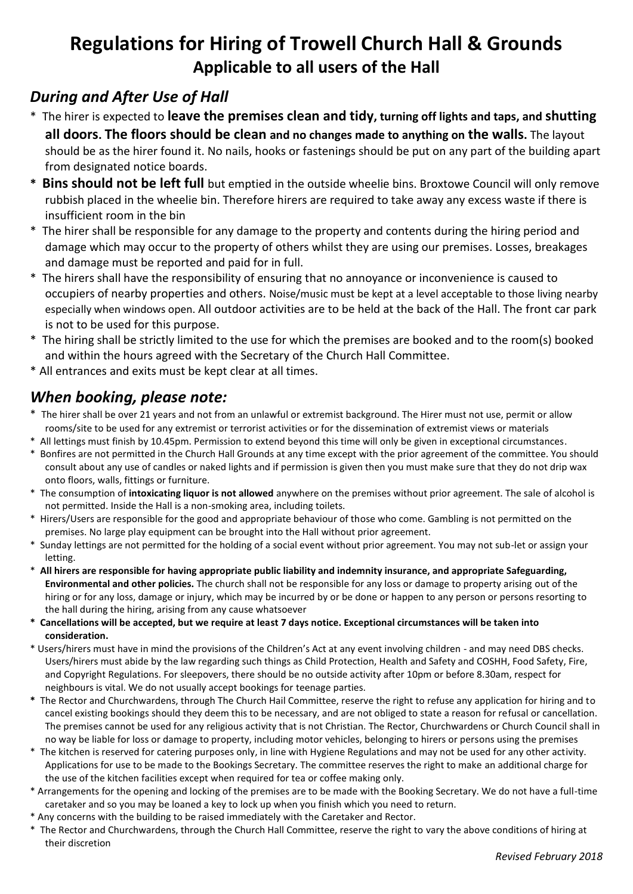# Regulations for Hiring of Trowell Church Hall & Grounds

## Applicable to all users of the Hall

### *During and After Use of Hall*

* The hirer is expected to **leave the premises clean and tidy, turning off lights and taps, and shutting all doors. The floors should be clean and no changes made to anything on the walls.** The layout should be as the hirer found it. No nails, hooks or fastenings should be put on any part of the building apart from designated notice boards.
* **Bins should not be left full** but emptied in the outside wheelie bins. Broxtowe Council will only remove rubbish placed in the wheelie bin. Therefore hirers are required to take away any excess waste if there is insufficient room in the bin
* The hirer shall be responsible for any damage to the property and contents during the hiring period and damage which may occur to the property of others whilst they are using our premises. Losses, breakages and damage must be reported and paid for in full.
* The hirers shall have the responsibility of ensuring that no annoyance or inconvenience is caused to occupiers of nearby properties and others. Noise/music must be kept at a level acceptable to those living nearby especially when windows open. All outdoor activities are to be held at the back of the Hall. The front car park is not to be used for this purpose.
* The hiring shall be strictly limited to the use for which the premises are booked and to the room(s) booked and within the hours agreed with the Secretary of the Church Hall Committee.
* All entrances and exits must be kept clear at all times.

### *When booking, please note:*

* The hirer shall be over 21 years and not from an unlawful or extremist background. The Hirer must not use, permit or allow rooms/site to be used for any extremist or terrorist activities or for the dissemination of extremist views or materials
* All lettings must finish by 10.45pm. Permission to extend beyond this time will only be given in exceptional circumstances.
* Bonfires are not permitted in the Church Hall Grounds at any time except with the prior agreement of the committee. You should consult about any use of candles or naked lights and if permission is given then you must make sure that they do not drip wax onto floors, walls, fittings or furniture.
* The consumption of **intoxicating liquor is not allowed** anywhere on the premises without prior agreement. The sale of alcohol is not permitted. Inside the Hall is a non-smoking area, including toilets.
* Hirers/Users are responsible for the good and appropriate behaviour of those who come. Gambling is not permitted on the premises. No large play equipment can be brought into the Hall without prior agreement.
* Sunday lettings are not permitted for the holding of a social event without prior agreement. You may not sub-let or assign your letting.
* **All hirers are responsible for having appropriate public liability and indemnity insurance, and appropriate Safeguarding, Environmental and other policies.** The church shall not be responsible for any loss or damage to property arising out of the hiring or for any loss, damage or injury, which may be incurred by or be done or happen to any person or persons resorting to the hall during the hiring, arising from any cause whatsoever
* **Cancellations will be accepted, but we require at least 7 days notice. Exceptional circumstances will be taken into consideration.**
* Users/hirers must have in mind the provisions of the Children's Act at any event involving children - and may need DBS checks. Users/hirers must abide by the law regarding such things as Child Protection, Health and Safety and COSHH, Food Safety, Fire, and Copyright Regulations. For sleepovers, there should be no outside activity after 10pm or before 8.30am, respect for neighbours is vital. We do not usually accept bookings for teenage parties.
* The Rector and Churchwardens, through The Church Hall Committee, reserve the right to refuse any application for hiring and to cancel existing bookings should they deem this to be necessary, and are not obliged to state a reason for refusal or cancellation. The premises cannot be used for any religious activity that is not Christian. The Rector, Churchwardens or Church Council shall in no way be liable for loss or damage to property, including motor vehicles, belonging to hirers or persons using the premises
* The kitchen is reserved for catering purposes only, in line with Hygiene Regulations and may not be used for any other activity. Applications for use to be made to the Bookings Secretary. The committee reserves the right to make an additional charge for the use of the kitchen facilities except when required for tea or coffee making only.
* Arrangements for the opening and locking of the premises are to be made with the Booking Secretary. We do not have a full-time caretaker and so you may be loaned a key to lock up when you finish which you need to return.
* Any concerns with the building to be raised immediately with the Caretaker and Rector.
* The Rector and Churchwardens, through the Church Hall Committee, reserve the right to vary the above conditions of hiring at their discretion

*Revised February 2018*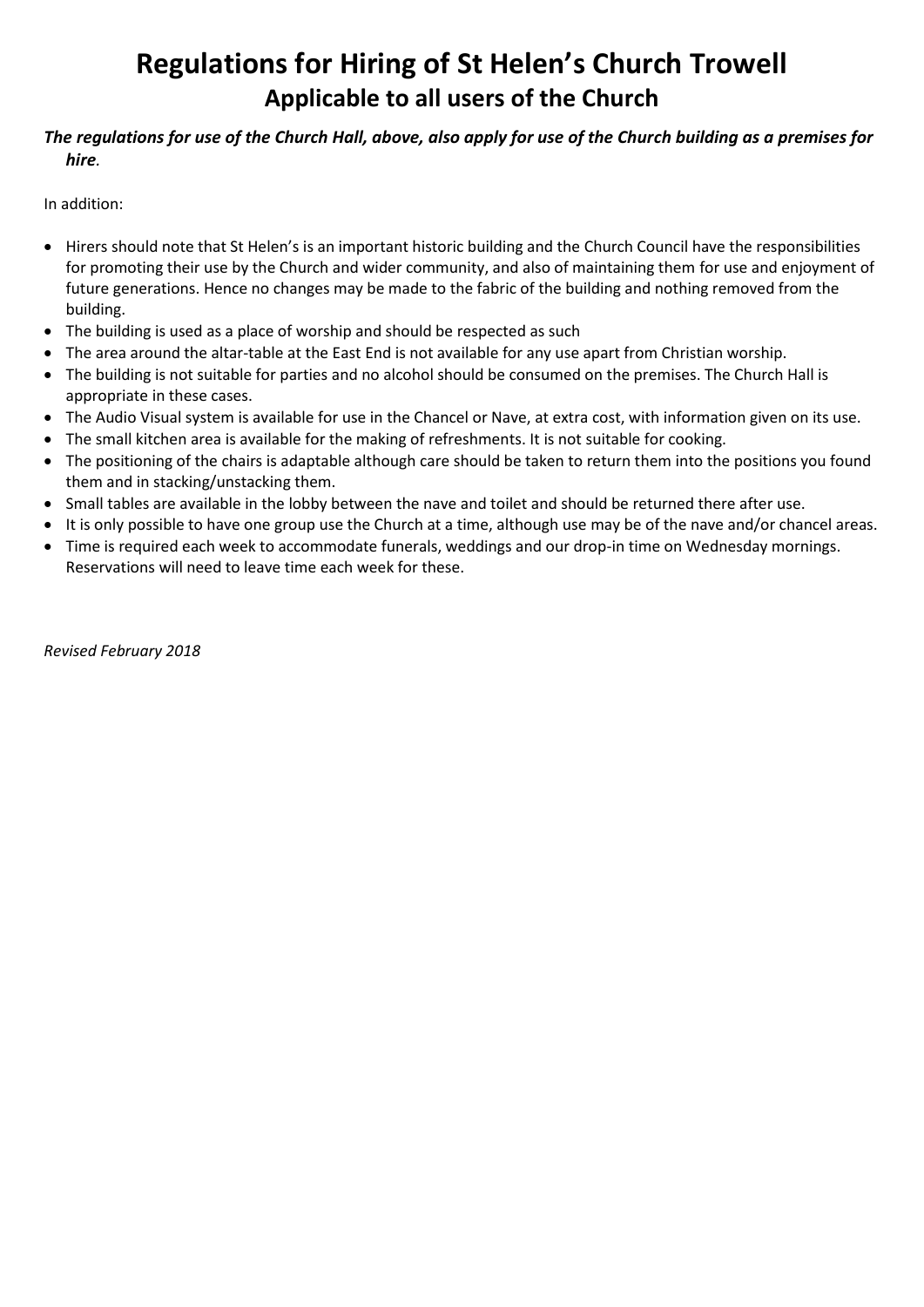# Regulations for Hiring of St Helen's Church Trowell

## Applicable to all users of the Church

***The regulations for use of the Church Hall, above, also apply for use of the Church building as a premises for hire.***

In addition:

- Hirers should note that St Helen's is an important historic building and the Church Council have the responsibilities for promoting their use by the Church and wider community, and also of maintaining them for use and enjoyment of future generations. Hence no changes may be made to the fabric of the building and nothing removed from the building.
- The building is used as a place of worship and should be respected as such
- The area around the altar-table at the East End is not available for any use apart from Christian worship.
- The building is not suitable for parties and no alcohol should be consumed on the premises. The Church Hall is appropriate in these cases.
- The Audio Visual system is available for use in the Chancel or Nave, at extra cost, with information given on its use.
- The small kitchen area is available for the making of refreshments. It is not suitable for cooking.
- The positioning of the chairs is adaptable although care should be taken to return them into the positions you found them and in stacking/unstacking them.
- Small tables are available in the lobby between the nave and toilet and should be returned there after use.
- It is only possible to have one group use the Church at a time, although use may be of the nave and/or chancel areas.
- Time is required each week to accommodate funerals, weddings and our drop-in time on Wednesday mornings. Reservations will need to leave time each week for these.

*Revised February 2018*